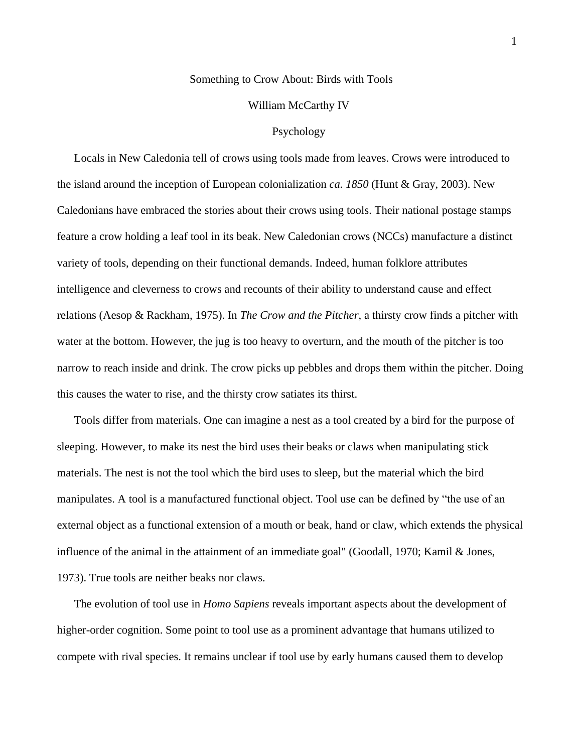# Something to Crow About: Birds with Tools

William McCarthy IV

Psychology

Locals in New Caledonia tell of crows using tools made from leaves. Crows were introduced to the island around the inception of European colonialization *ca. 1850* (Hunt & Gray, 2003). New Caledonians have embraced the stories about their crows using tools. Their national postage stamps feature a crow holding a leaf tool in its beak. New Caledonian crows (NCCs) manufacture a distinct variety of tools, depending on their functional demands. Indeed, human folklore attributes intelligence and cleverness to crows and recounts of their ability to understand cause and effect relations (Aesop & Rackham, 1975). In *The Crow and the Pitcher*, a thirsty crow finds a pitcher with water at the bottom. However, the jug is too heavy to overturn, and the mouth of the pitcher is too narrow to reach inside and drink. The crow picks up pebbles and drops them within the pitcher. Doing this causes the water to rise, and the thirsty crow satiates its thirst.

Tools differ from materials. One can imagine a nest as a tool created by a bird for the purpose of sleeping. However, to make its nest the bird uses their beaks or claws when manipulating stick materials. The nest is not the tool which the bird uses to sleep, but the material which the bird manipulates. A tool is a manufactured functional object. Tool use can be defined by "the use of an external object as a functional extension of a mouth or beak, hand or claw, which extends the physical influence of the animal in the attainment of an immediate goal" (Goodall, 1970; Kamil & Jones, 1973). True tools are neither beaks nor claws.

The evolution of tool use in *Homo Sapiens* reveals important aspects about the development of higher-order cognition. Some point to tool use as a prominent advantage that humans utilized to compete with rival species. It remains unclear if tool use by early humans caused them to develop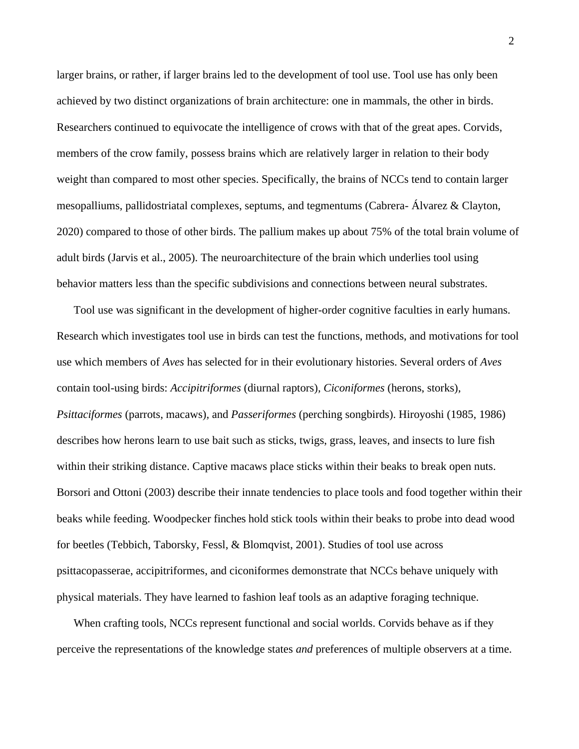larger brains, or rather, if larger brains led to the development of tool use. Tool use has only been achieved by two distinct organizations of brain architecture: one in mammals, the other in birds. Researchers continued to equivocate the intelligence of crows with that of the great apes. Corvids, members of the crow family, possess brains which are relatively larger in relation to their body weight than compared to most other species. Specifically, the brains of NCCs tend to contain larger mesopalliums, pallidostriatal complexes, septums, and tegmentums (Cabrera- Álvarez & Clayton, 2020) compared to those of other birds. The pallium makes up about 75% of the total brain volume of adult birds (Jarvis et al., 2005). The neuroarchitecture of the brain which underlies tool using behavior matters less than the specific subdivisions and connections between neural substrates.

Tool use was significant in the development of higher-order cognitive faculties in early humans. Research which investigates tool use in birds can test the functions, methods, and motivations for tool use which members of *Aves* has selected for in their evolutionary histories. Several orders of *Aves* contain tool-using birds: *Accipitriformes* (diurnal raptors), *Ciconiformes* (herons, storks), *Psittaciformes* (parrots, macaws), and *Passeriformes* (perching songbirds). Hiroyoshi (1985, 1986) describes how herons learn to use bait such as sticks, twigs, grass, leaves, and insects to lure fish within their striking distance. Captive macaws place sticks within their beaks to break open nuts. Borsori and Ottoni (2003) describe their innate tendencies to place tools and food together within their beaks while feeding. Woodpecker finches hold stick tools within their beaks to probe into dead wood for beetles (Tebbich, Taborsky, Fessl, & Blomqvist, 2001). Studies of tool use across psittacopasserae, accipitriformes, and ciconiformes demonstrate that NCCs behave uniquely with physical materials. They have learned to fashion leaf tools as an adaptive foraging technique.

When crafting tools, NCCs represent functional and social worlds. Corvids behave as if they perceive the representations of the knowledge states *and* preferences of multiple observers at a time.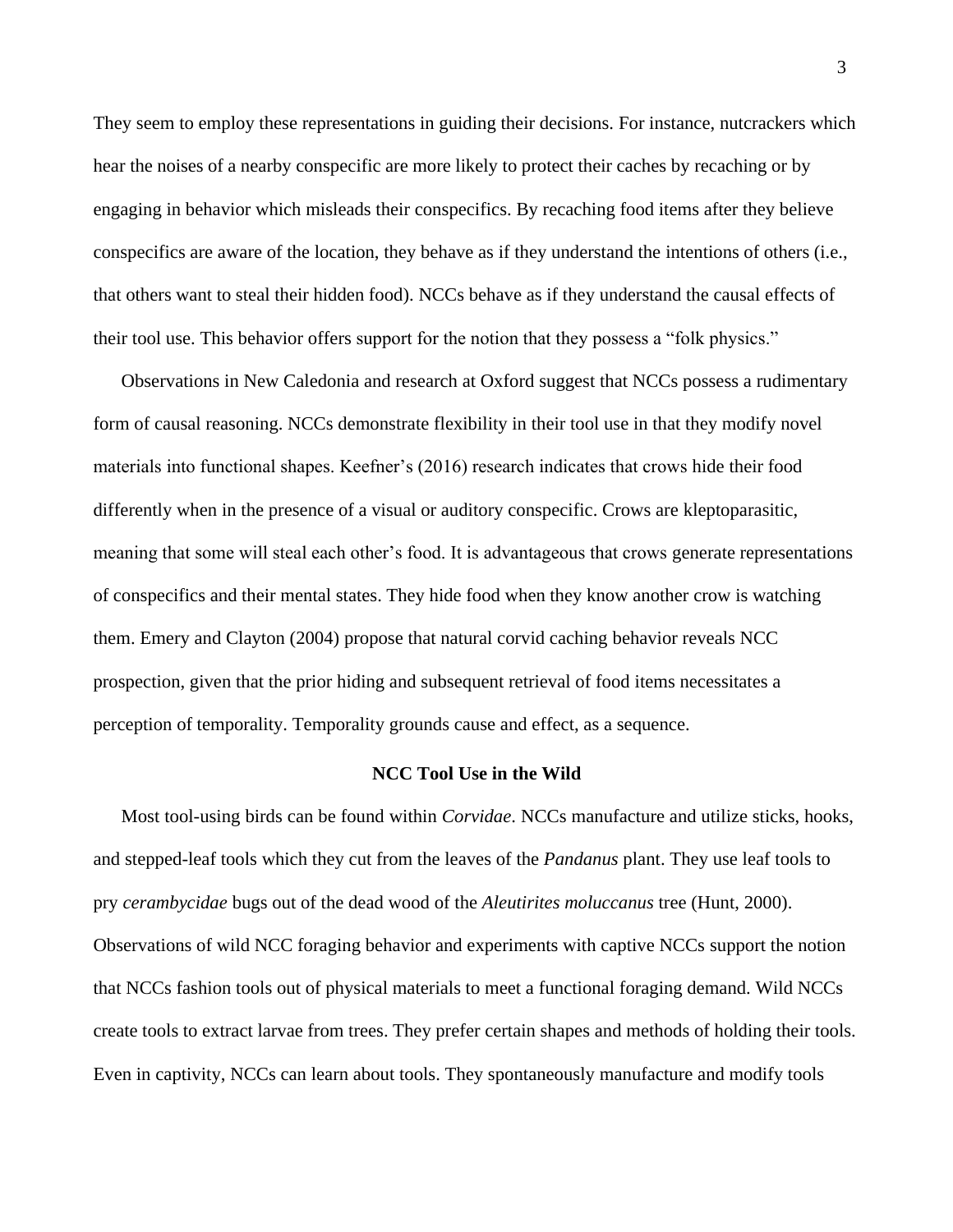They seem to employ these representations in guiding their decisions. For instance, nutcrackers which hear the noises of a nearby conspecific are more likely to protect their caches by recaching or by engaging in behavior which misleads their conspecifics. By recaching food items after they believe conspecifics are aware of the location, they behave as if they understand the intentions of others (i.e., that others want to steal their hidden food). NCCs behave as if they understand the causal effects of their tool use. This behavior offers support for the notion that they possess a "folk physics."

Observations in New Caledonia and research at Oxford suggest that NCCs possess a rudimentary form of causal reasoning. NCCs demonstrate flexibility in their tool use in that they modify novel materials into functional shapes. Keefner's (2016) research indicates that crows hide their food differently when in the presence of a visual or auditory conspecific. Crows are kleptoparasitic, meaning that some will steal each other's food. It is advantageous that crows generate representations of conspecifics and their mental states. They hide food when they know another crow is watching them. Emery and Clayton (2004) propose that natural corvid caching behavior reveals NCC prospection, given that the prior hiding and subsequent retrieval of food items necessitates a perception of temporality. Temporality grounds cause and effect, as a sequence.

## NCC Tool Use in the Wild

Most tool-using birds can be found within *Corvidae*. NCCs manufacture and utilize sticks, hooks, and stepped-leaf tools which they cut from the leaves of the *Pandanus* plant. They use leaf tools to pry *cerambycidae* bugs out of the dead wood of the *Aleutirites moluccanus* tree (Hunt, 2000). Observations of wild NCC foraging behavior and experiments with captive NCCs support the notion that NCCs fashion tools out of physical materials to meet a functional foraging demand. Wild NCCs create tools to extract larvae from trees. They prefer certain shapes and methods of holding their tools. Even in captivity, NCCs can learn about tools. They spontaneously manufacture and modify tools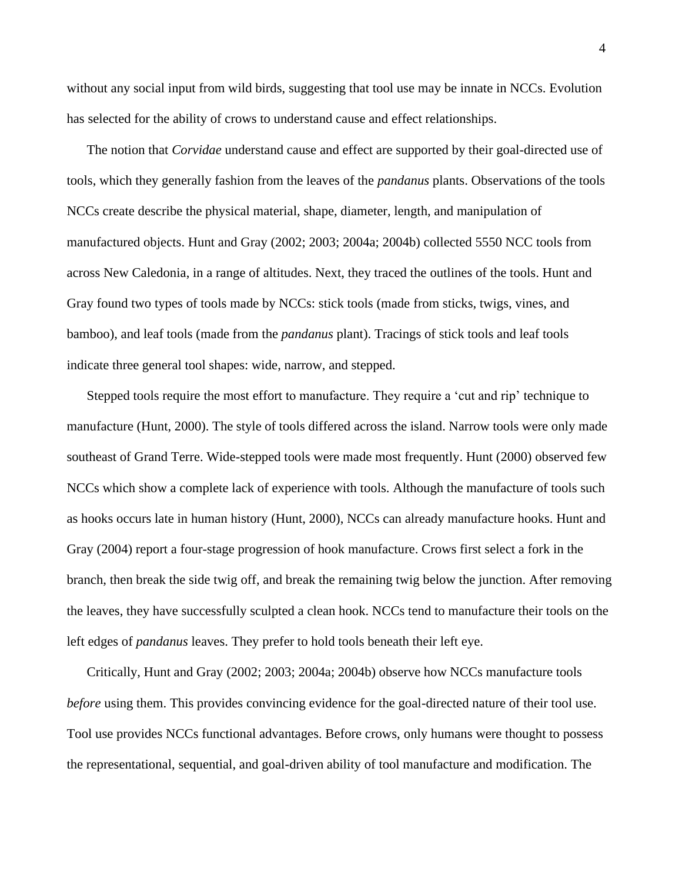without any social input from wild birds, suggesting that tool use may be innate in NCCs. Evolution has selected for the ability of crows to understand cause and effect relationships.

The notion that *Corvidae* understand cause and effect are supported by their goal-directed use of tools, which they generally fashion from the leaves of the *pandanus* plants. Observations of the tools NCCs create describe the physical material, shape, diameter, length, and manipulation of manufactured objects. Hunt and Gray (2002; 2003; 2004a; 2004b) collected 5550 NCC tools from across New Caledonia, in a range of altitudes. Next, they traced the outlines of the tools. Hunt and Gray found two types of tools made by NCCs: stick tools (made from sticks, twigs, vines, and bamboo), and leaf tools (made from the *pandanus* plant). Tracings of stick tools and leaf tools indicate three general tool shapes: wide, narrow, and stepped.

Stepped tools require the most effort to manufacture. They require a 'cut and rip' technique to manufacture (Hunt, 2000). The style of tools differed across the island. Narrow tools were only made southeast of Grand Terre. Wide-stepped tools were made most frequently. Hunt (2000) observed few NCCs which show a complete lack of experience with tools. Although the manufacture of tools such as hooks occurs late in human history (Hunt, 2000), NCCs can already manufacture hooks. Hunt and Gray (2004) report a four-stage progression of hook manufacture. Crows first select a fork in the branch, then break the side twig off, and break the remaining twig below the junction. After removing the leaves, they have successfully sculpted a clean hook. NCCs tend to manufacture their tools on the left edges of *pandanus* leaves. They prefer to hold tools beneath their left eye.

Critically, Hunt and Gray (2002; 2003; 2004a; 2004b) observe how NCCs manufacture tools *before* using them. This provides convincing evidence for the goal-directed nature of their tool use. Tool use provides NCCs functional advantages. Before crows, only humans were thought to possess the representational, sequential, and goal-driven ability of tool manufacture and modification. The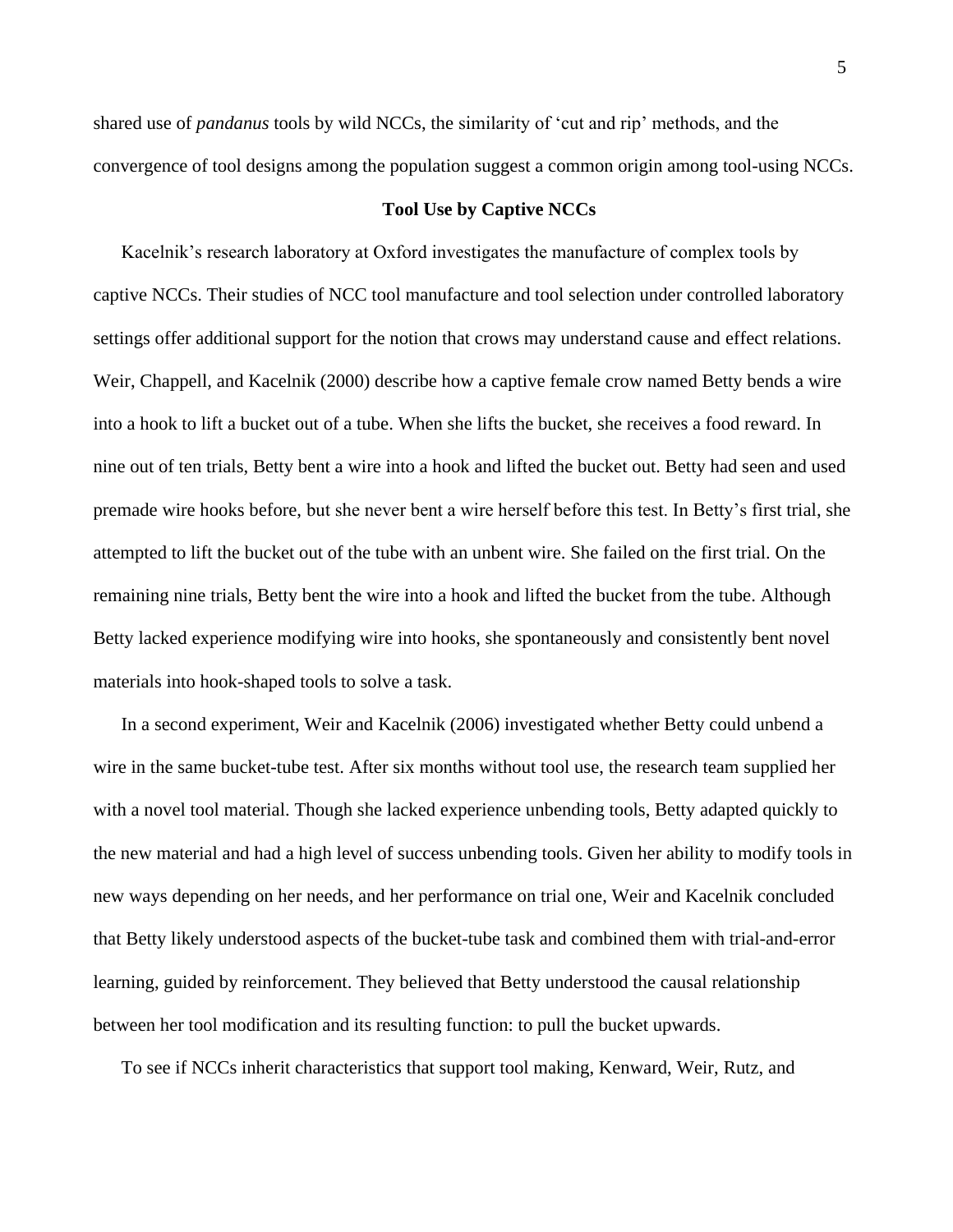shared use of *pandanus* tools by wild NCCs, the similarity of 'cut and rip' methods, and the convergence of tool designs among the population suggest a common origin among tool-using NCCs.

## Tool Use by Captive NCCs

Kacelnik's research laboratory at Oxford investigates the manufacture of complex tools by captive NCCs. Their studies of NCC tool manufacture and tool selection under controlled laboratory settings offer additional support for the notion that crows may understand cause and effect relations. Weir, Chappell, and Kacelnik (2000) describe how a captive female crow named Betty bends a wire into a hook to lift a bucket out of a tube. When she lifts the bucket, she receives a food reward. In nine out of ten trials, Betty bent a wire into a hook and lifted the bucket out. Betty had seen and used premade wire hooks before, but she never bent a wire herself before this test. In Betty's first trial, she attempted to lift the bucket out of the tube with an unbent wire. She failed on the first trial. On the remaining nine trials, Betty bent the wire into a hook and lifted the bucket from the tube. Although Betty lacked experience modifying wire into hooks, she spontaneously and consistently bent novel materials into hook-shaped tools to solve a task.

In a second experiment, Weir and Kacelnik (2006) investigated whether Betty could unbend a wire in the same bucket-tube test. After six months without tool use, the research team supplied her with a novel tool material. Though she lacked experience unbending tools, Betty adapted quickly to the new material and had a high level of success unbending tools. Given her ability to modify tools in new ways depending on her needs, and her performance on trial one, Weir and Kacelnik concluded that Betty likely understood aspects of the bucket-tube task and combined them with trial-and-error learning, guided by reinforcement. They believed that Betty understood the causal relationship between her tool modification and its resulting function: to pull the bucket upwards.

To see if NCCs inherit characteristics that support tool making, Kenward, Weir, Rutz, and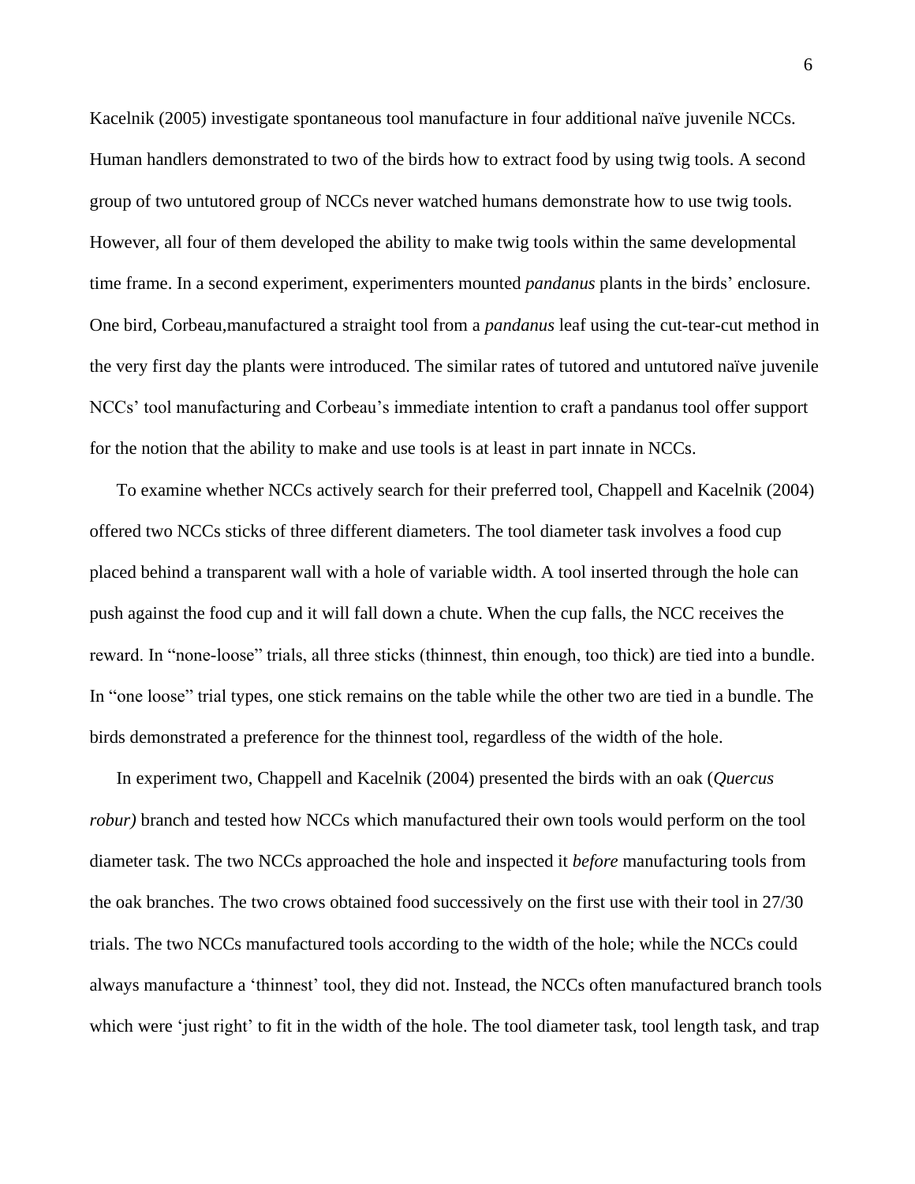Kacelnik (2005) investigate spontaneous tool manufacture in four additional naïve juvenile NCCs. Human handlers demonstrated to two of the birds how to extract food by using twig tools. A second group of two untutored group of NCCs never watched humans demonstrate how to use twig tools. However, all four of them developed the ability to make twig tools within the same developmental time frame. In a second experiment, experimenters mounted *pandanus* plants in the birds' enclosure. One bird, Corbeau,manufactured a straight tool from a *pandanus* leaf using the cut-tear-cut method in the very first day the plants were introduced. The similar rates of tutored and untutored naïve juvenile NCCs' tool manufacturing and Corbeau's immediate intention to craft a pandanus tool offer support for the notion that the ability to make and use tools is at least in part innate in NCCs.

To examine whether NCCs actively search for their preferred tool, Chappell and Kacelnik (2004) offered two NCCs sticks of three different diameters. The tool diameter task involves a food cup placed behind a transparent wall with a hole of variable width. A tool inserted through the hole can push against the food cup and it will fall down a chute. When the cup falls, the NCC receives the reward. In "none-loose" trials, all three sticks (thinnest, thin enough, too thick) are tied into a bundle. In "one loose" trial types, one stick remains on the table while the other two are tied in a bundle. The birds demonstrated a preference for the thinnest tool, regardless of the width of the hole.

In experiment two, Chappell and Kacelnik (2004) presented the birds with an oak (*Quercus robur)* branch and tested how NCCs which manufactured their own tools would perform on the tool diameter task. The two NCCs approached the hole and inspected it *before* manufacturing tools from the oak branches. The two crows obtained food successively on the first use with their tool in 27/30 trials. The two NCCs manufactured tools according to the width of the hole; while the NCCs could always manufacture a 'thinnest' tool, they did not. Instead, the NCCs often manufactured branch tools which were 'just right' to fit in the width of the hole. The tool diameter task, tool length task, and trap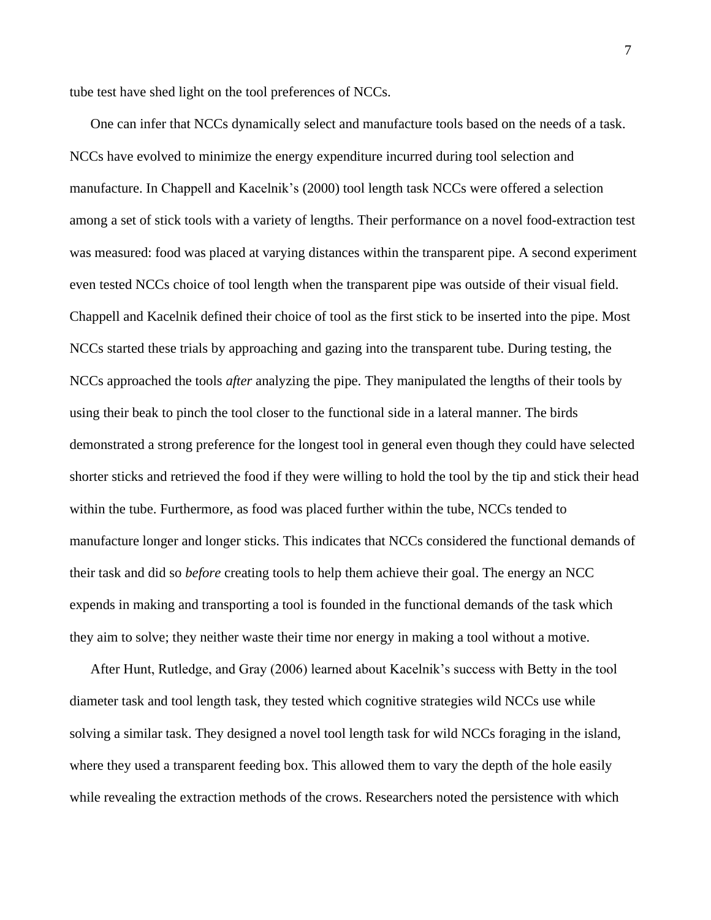tube test have shed light on the tool preferences of NCCs.

One can infer that NCCs dynamically select and manufacture tools based on the needs of a task. NCCs have evolved to minimize the energy expenditure incurred during tool selection and manufacture. In Chappell and Kacelnik's (2000) tool length task NCCs were offered a selection among a set of stick tools with a variety of lengths. Their performance on a novel food-extraction test was measured: food was placed at varying distances within the transparent pipe. A second experiment even tested NCCs choice of tool length when the transparent pipe was outside of their visual field. Chappell and Kacelnik defined their choice of tool as the first stick to be inserted into the pipe. Most NCCs started these trials by approaching and gazing into the transparent tube. During testing, the NCCs approached the tools *after* analyzing the pipe. They manipulated the lengths of their tools by using their beak to pinch the tool closer to the functional side in a lateral manner. The birds demonstrated a strong preference for the longest tool in general even though they could have selected shorter sticks and retrieved the food if they were willing to hold the tool by the tip and stick their head within the tube. Furthermore, as food was placed further within the tube, NCCs tended to manufacture longer and longer sticks. This indicates that NCCs considered the functional demands of their task and did so *before* creating tools to help them achieve their goal. The energy an NCC expends in making and transporting a tool is founded in the functional demands of the task which they aim to solve; they neither waste their time nor energy in making a tool without a motive.

After Hunt, Rutledge, and Gray (2006) learned about Kacelnik's success with Betty in the tool diameter task and tool length task, they tested which cognitive strategies wild NCCs use while solving a similar task. They designed a novel tool length task for wild NCCs foraging in the island, where they used a transparent feeding box. This allowed them to vary the depth of the hole easily while revealing the extraction methods of the crows. Researchers noted the persistence with which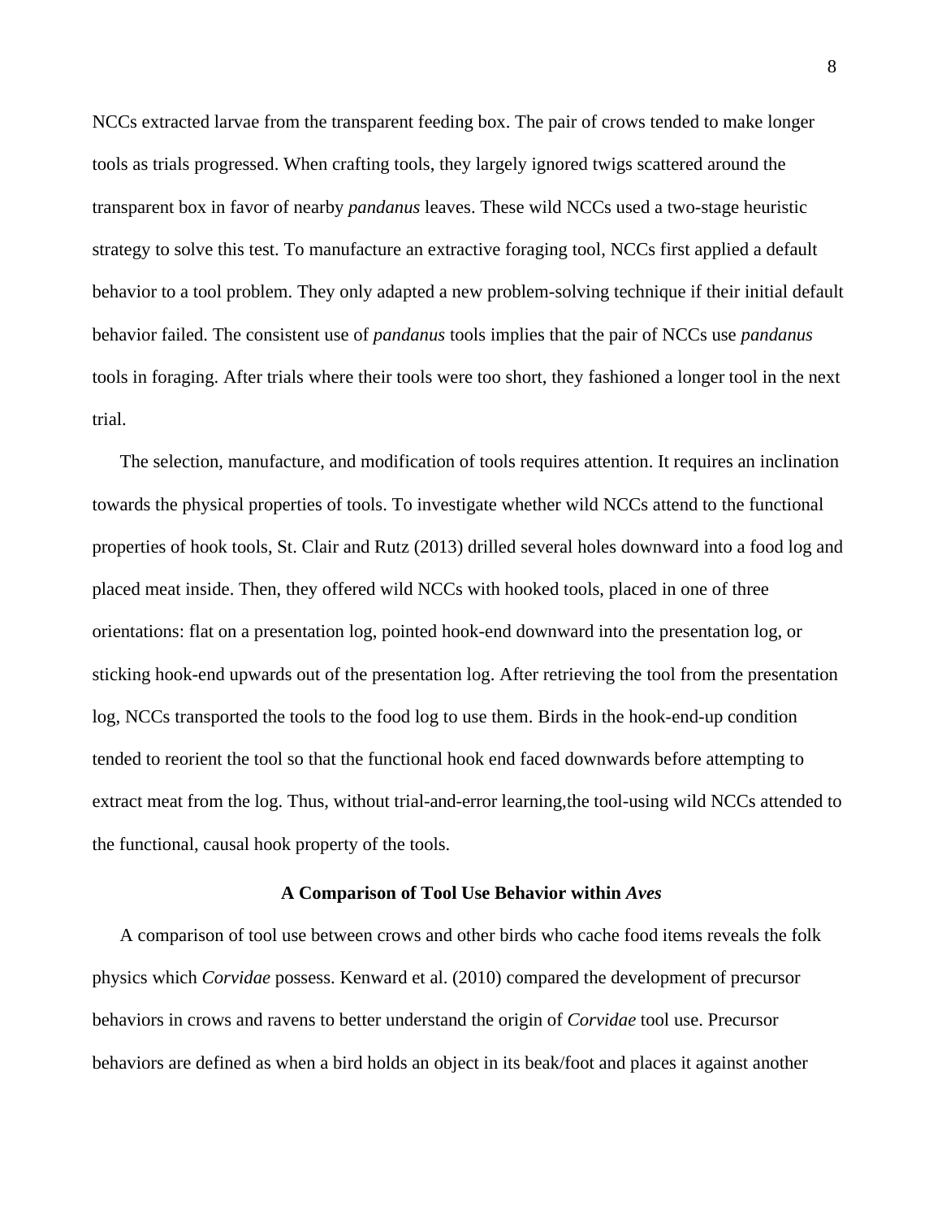NCCs extracted larvae from the transparent feeding box. The pair of crows tended to make longer tools as trials progressed. When crafting tools, they largely ignored twigs scattered around the transparent box in favor of nearby *pandanus* leaves. These wild NCCs used a two-stage heuristic strategy to solve this test. To manufacture an extractive foraging tool, NCCs first applied a default behavior to a tool problem. They only adapted a new problem-solving technique if their initial default behavior failed. The consistent use of *pandanus* tools implies that the pair of NCCs use *pandanus* tools in foraging. After trials where their tools were too short, they fashioned a longer tool in the next trial.

The selection, manufacture, and modification of tools requires attention. It requires an inclination towards the physical properties of tools. To investigate whether wild NCCs attend to the functional properties of hook tools, St. Clair and Rutz (2013) drilled several holes downward into a food log and placed meat inside. Then, they offered wild NCCs with hooked tools, placed in one of three orientations: flat on a presentation log, pointed hook-end downward into the presentation log, or sticking hook-end upwards out of the presentation log. After retrieving the tool from the presentation log, NCCs transported the tools to the food log to use them. Birds in the hook-end-up condition tended to reorient the tool so that the functional hook end faced downwards before attempting to extract meat from the log. Thus, without trial-and-error learning,the tool-using wild NCCs attended to the functional, causal hook property of the tools.

## A Comparison of Tool Use Behavior within *Aves*

A comparison of tool use between crows and other birds who cache food items reveals the folk physics which *Corvidae* possess. Kenward et al. (2010) compared the development of precursor behaviors in crows and ravens to better understand the origin of *Corvidae* tool use. Precursor behaviors are defined as when a bird holds an object in its beak/foot and places it against another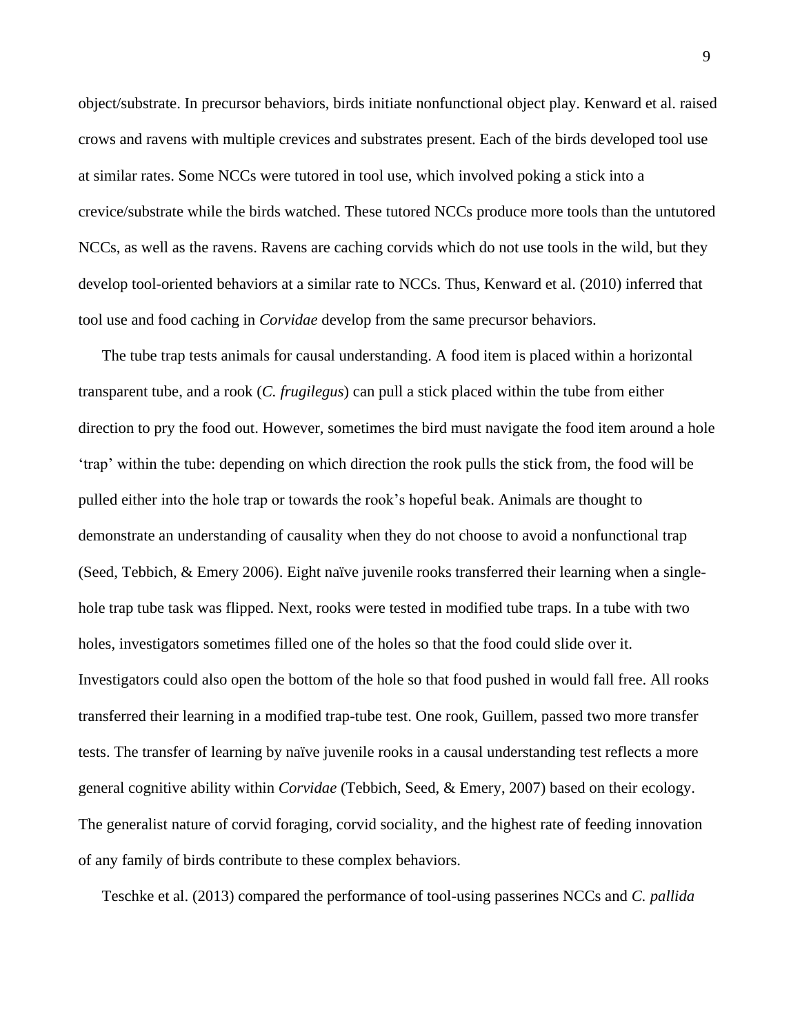object/substrate. In precursor behaviors, birds initiate nonfunctional object play. Kenward et al. raised crows and ravens with multiple crevices and substrates present. Each of the birds developed tool use at similar rates. Some NCCs were tutored in tool use, which involved poking a stick into a crevice/substrate while the birds watched. These tutored NCCs produce more tools than the untutored NCCs, as well as the ravens. Ravens are caching corvids which do not use tools in the wild, but they develop tool-oriented behaviors at a similar rate to NCCs. Thus, Kenward et al. (2010) inferred that tool use and food caching in *Corvidae* develop from the same precursor behaviors.

The tube trap tests animals for causal understanding. A food item is placed within a horizontal transparent tube, and a rook (*C. frugilegus*) can pull a stick placed within the tube from either direction to pry the food out. However, sometimes the bird must navigate the food item around a hole 'trap' within the tube: depending on which direction the rook pulls the stick from, the food will be pulled either into the hole trap or towards the rook's hopeful beak. Animals are thought to demonstrate an understanding of causality when they do not choose to avoid a nonfunctional trap (Seed, Tebbich, & Emery 2006). Eight naïve juvenile rooks transferred their learning when a single-hole trap tube task was flipped. Next, rooks were tested in modified tube traps. In a tube with two holes, investigators sometimes filled one of the holes so that the food could slide over it. Investigators could also open the bottom of the hole so that food pushed in would fall free. All rooks transferred their learning in a modified trap-tube test. One rook, Guillem, passed two more transfer tests. The transfer of learning by naïve juvenile rooks in a causal understanding test reflects a more general cognitive ability within *Corvidae* (Tebbich, Seed, & Emery, 2007) based on their ecology. The generalist nature of corvid foraging, corvid sociality, and the highest rate of feeding innovation of any family of birds contribute to these complex behaviors.

Teschke et al. (2013) compared the performance of tool-using passerines NCCs and *C. pallida*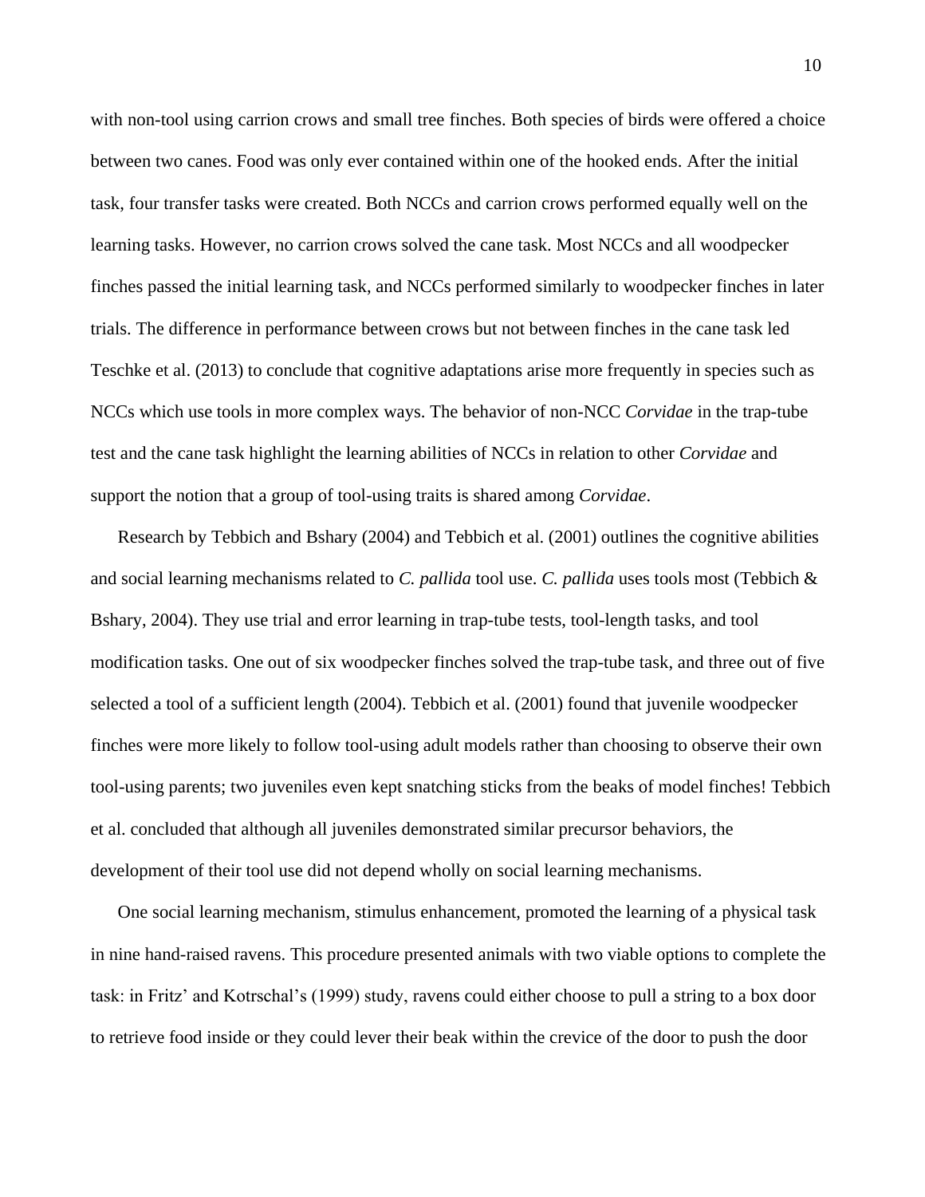with non-tool using carrion crows and small tree finches. Both species of birds were offered a choice between two canes. Food was only ever contained within one of the hooked ends. After the initial task, four transfer tasks were created. Both NCCs and carrion crows performed equally well on the learning tasks. However, no carrion crows solved the cane task. Most NCCs and all woodpecker finches passed the initial learning task, and NCCs performed similarly to woodpecker finches in later trials. The difference in performance between crows but not between finches in the cane task led Teschke et al. (2013) to conclude that cognitive adaptations arise more frequently in species such as NCCs which use tools in more complex ways. The behavior of non-NCC *Corvidae* in the trap-tube test and the cane task highlight the learning abilities of NCCs in relation to other *Corvidae* and support the notion that a group of tool-using traits is shared among *Corvidae*.

Research by Tebbich and Bshary (2004) and Tebbich et al. (2001) outlines the cognitive abilities and social learning mechanisms related to *C. pallida* tool use. *C. pallida* uses tools most (Tebbich & Bshary, 2004). They use trial and error learning in trap-tube tests, tool-length tasks, and tool modification tasks. One out of six woodpecker finches solved the trap-tube task, and three out of five selected a tool of a sufficient length (2004). Tebbich et al. (2001) found that juvenile woodpecker finches were more likely to follow tool-using adult models rather than choosing to observe their own tool-using parents; two juveniles even kept snatching sticks from the beaks of model finches! Tebbich et al. concluded that although all juveniles demonstrated similar precursor behaviors, the development of their tool use did not depend wholly on social learning mechanisms.

One social learning mechanism, stimulus enhancement, promoted the learning of a physical task in nine hand-raised ravens. This procedure presented animals with two viable options to complete the task: in Fritz' and Kotrschal's (1999) study, ravens could either choose to pull a string to a box door to retrieve food inside or they could lever their beak within the crevice of the door to push the door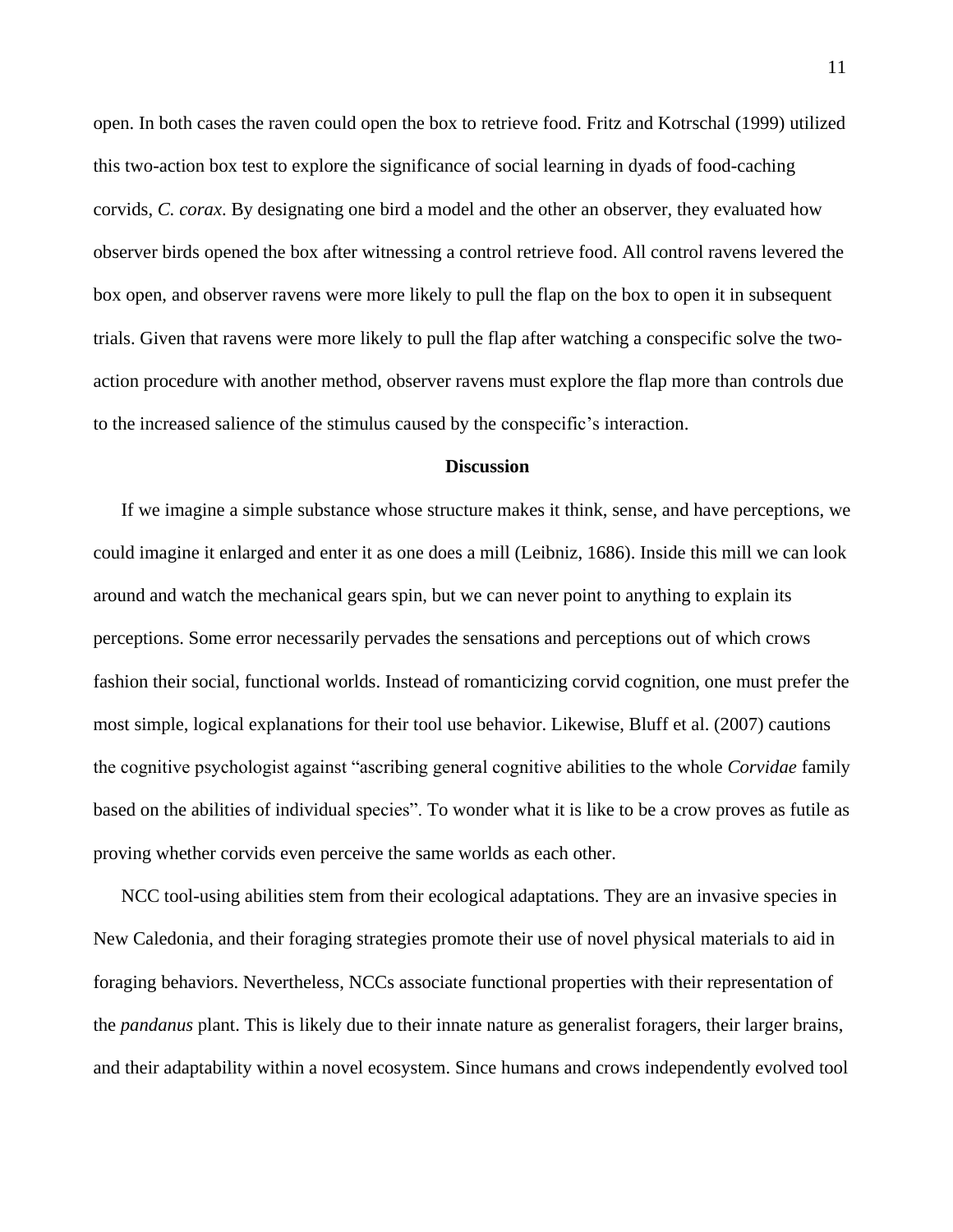open. In both cases the raven could open the box to retrieve food. Fritz and Kotrschal (1999) utilized this two-action box test to explore the significance of social learning in dyads of food-caching corvids, *C. corax*. By designating one bird a model and the other an observer, they evaluated how observer birds opened the box after witnessing a control retrieve food. All control ravens levered the box open, and observer ravens were more likely to pull the flap on the box to open it in subsequent trials. Given that ravens were more likely to pull the flap after watching a conspecific solve the two-action procedure with another method, observer ravens must explore the flap more than controls due to the increased salience of the stimulus caused by the conspecific's interaction.

## Discussion

If we imagine a simple substance whose structure makes it think, sense, and have perceptions, we could imagine it enlarged and enter it as one does a mill (Leibniz, 1686). Inside this mill we can look around and watch the mechanical gears spin, but we can never point to anything to explain its perceptions. Some error necessarily pervades the sensations and perceptions out of which crows fashion their social, functional worlds. Instead of romanticizing corvid cognition, one must prefer the most simple, logical explanations for their tool use behavior. Likewise, Bluff et al. (2007) cautions the cognitive psychologist against "ascribing general cognitive abilities to the whole *Corvidae* family based on the abilities of individual species". To wonder what it is like to be a crow proves as futile as proving whether corvids even perceive the same worlds as each other.

NCC tool-using abilities stem from their ecological adaptations. They are an invasive species in New Caledonia, and their foraging strategies promote their use of novel physical materials to aid in foraging behaviors. Nevertheless, NCCs associate functional properties with their representation of the *pandanus* plant. This is likely due to their innate nature as generalist foragers, their larger brains, and their adaptability within a novel ecosystem. Since humans and crows independently evolved tool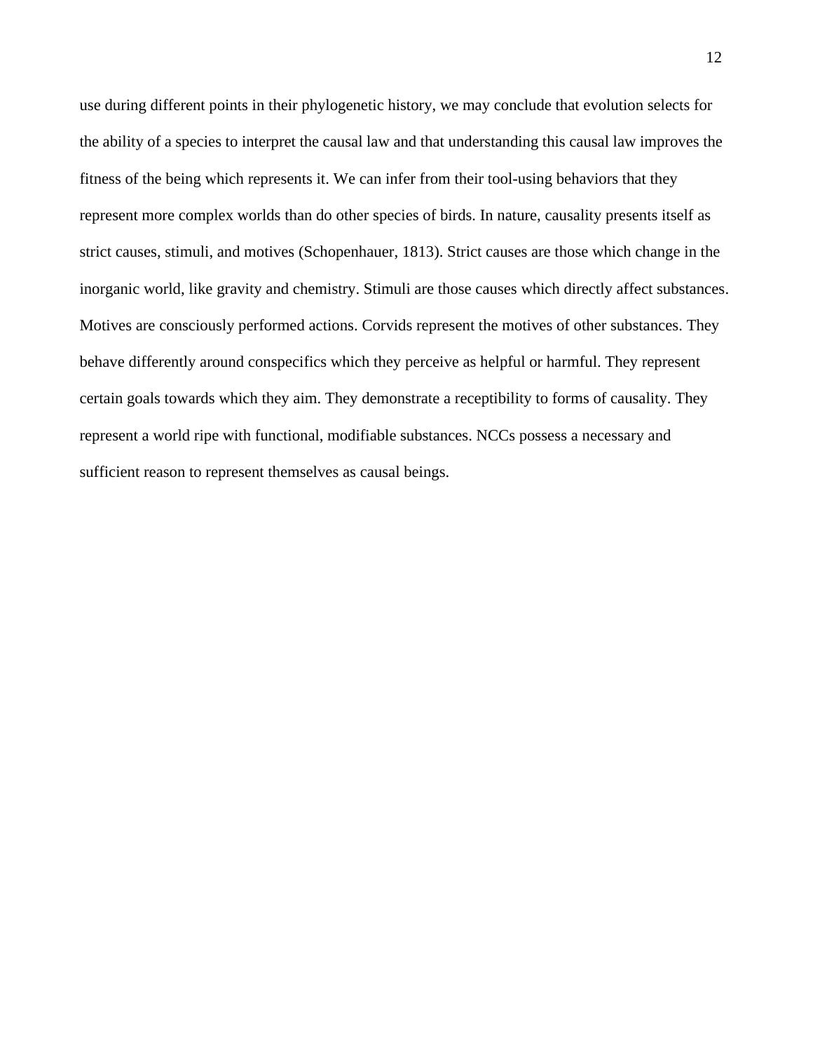use during different points in their phylogenetic history, we may conclude that evolution selects for the ability of a species to interpret the causal law and that understanding this causal law improves the fitness of the being which represents it. We can infer from their tool-using behaviors that they represent more complex worlds than do other species of birds. In nature, causality presents itself as strict causes, stimuli, and motives (Schopenhauer, 1813). Strict causes are those which change in the inorganic world, like gravity and chemistry. Stimuli are those causes which directly affect substances. Motives are consciously performed actions. Corvids represent the motives of other substances. They behave differently around conspecifics which they perceive as helpful or harmful. They represent certain goals towards which they aim. They demonstrate a receptibility to forms of causality. They represent a world ripe with functional, modifiable substances. NCCs possess a necessary and sufficient reason to represent themselves as causal beings.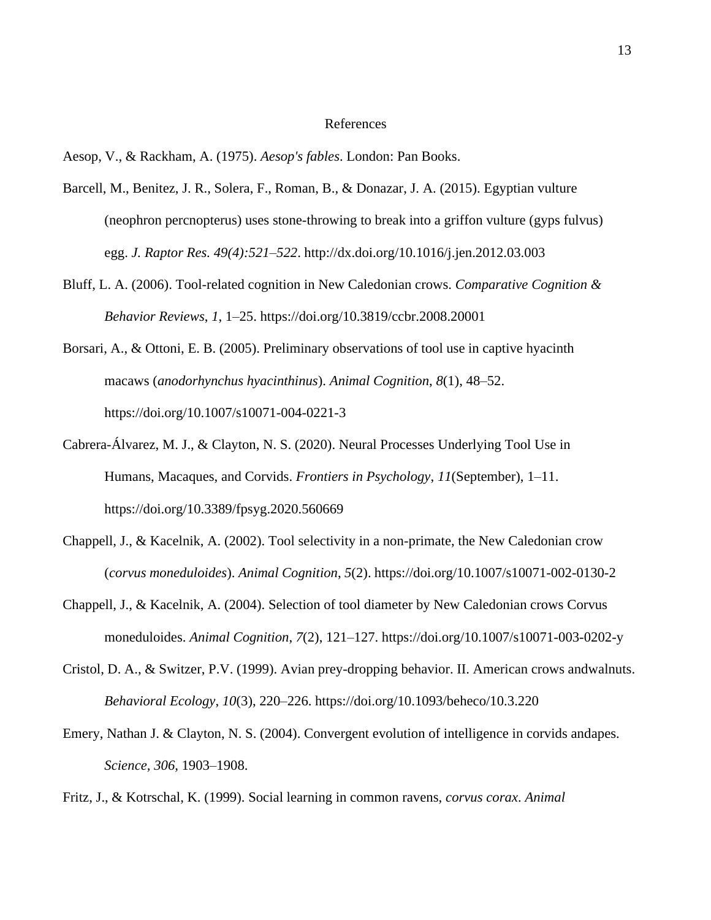# References

Aesop, V., & Rackham, A. (1975). *Aesop's fables*. London: Pan Books.

Barcell, M., Benitez, J. R., Solera, F., Roman, B., & Donazar, J. A. (2015). Egyptian vulture (neophron percnopterus) uses stone-throwing to break into a griffon vulture (gyps fulvus) egg. *J. Raptor Res. 49(4):521–522*. http://dx.doi.org/10.1016/j.jen.2012.03.003

Bluff, L. A. (2006). Tool-related cognition in New Caledonian crows. *Comparative Cognition & Behavior Reviews*, *1*, 1–25. https://doi.org/10.3819/ccbr.2008.20001

Borsari, A., & Ottoni, E. B. (2005). Preliminary observations of tool use in captive hyacinth macaws (*anodorhynchus hyacinthinus*). *Animal Cognition*, *8*(1), 48–52. https://doi.org/10.1007/s10071-004-0221-3

Cabrera-Álvarez, M. J., & Clayton, N. S. (2020). Neural Processes Underlying Tool Use in Humans, Macaques, and Corvids. *Frontiers in Psychology*, *11*(September), 1–11. https://doi.org/10.3389/fpsyg.2020.560669

Chappell, J., & Kacelnik, A. (2002). Tool selectivity in a non-primate, the New Caledonian crow (*corvus moneduloides*). *Animal Cognition*, *5*(2). https://doi.org/10.1007/s10071-002-0130-2

Chappell, J., & Kacelnik, A. (2004). Selection of tool diameter by New Caledonian crows Corvus moneduloides. *Animal Cognition*, *7*(2), 121–127. https://doi.org/10.1007/s10071-003-0202-y

Cristol, D. A., & Switzer, P.V. (1999). Avian prey-dropping behavior. II. American crows andwalnuts. *Behavioral Ecology*, *10*(3), 220–226. https://doi.org/10.1093/beheco/10.3.220

Emery, Nathan J. & Clayton, N. S. (2004). Convergent evolution of intelligence in corvids andapes. *Science*, *306*, 1903–1908.

Fritz, J., & Kotrschal, K. (1999). Social learning in common ravens, *corvus corax*. *Animal*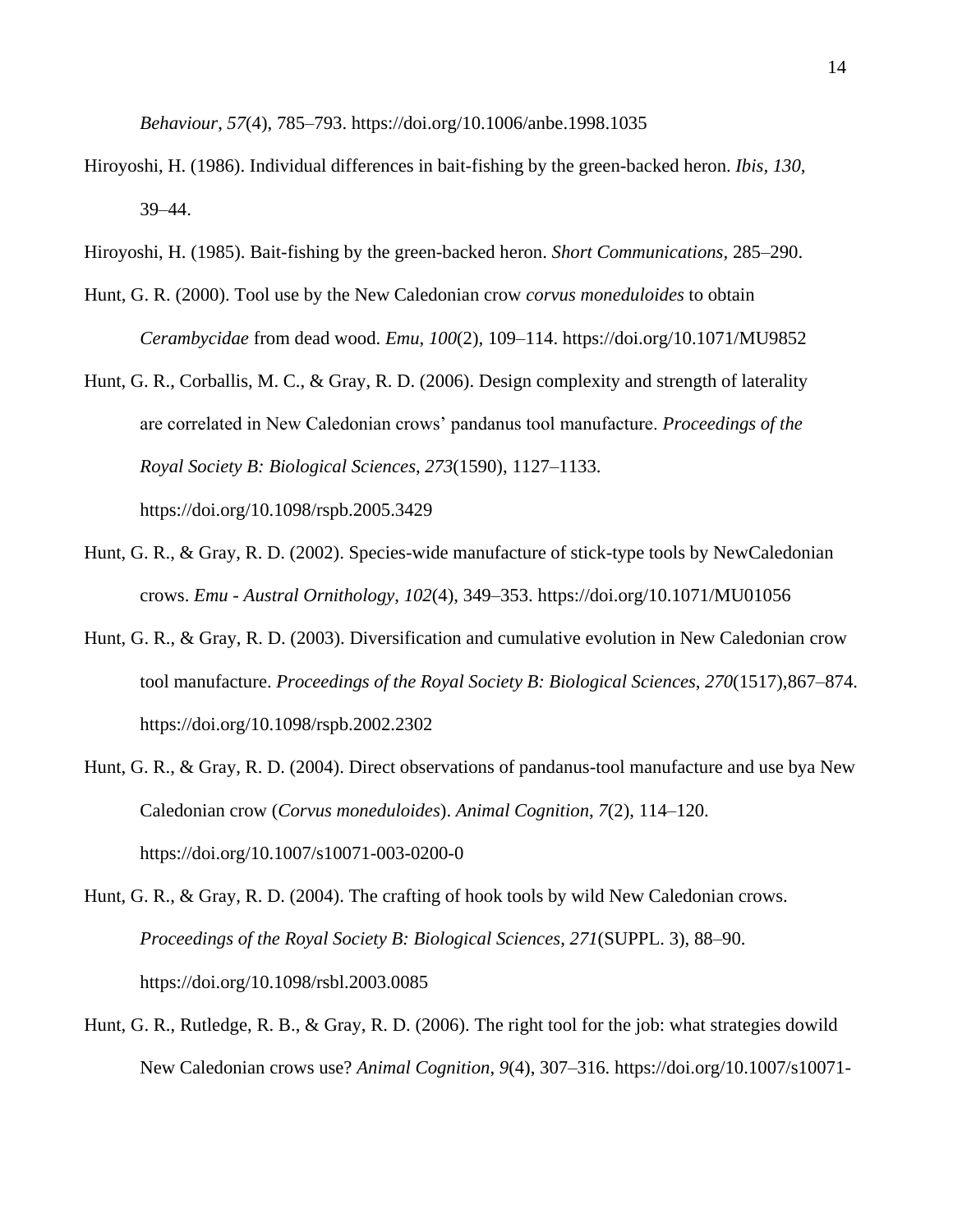*Behaviour*, *57*(4), 785–793. https://doi.org/10.1006/anbe.1998.1035

Hiroyoshi, H. (1986). Individual differences in bait-fishing by the green-backed heron. *Ibis, 130,* 39–44.

Hiroyoshi, H. (1985). Bait-fishing by the green-backed heron. *Short Communications,* 285–290.

Hunt, G. R. (2000). Tool use by the New Caledonian crow *corvus moneduloides* to obtain *Cerambycidae* from dead wood. *Emu*, *100*(2), 109–114. https://doi.org/10.1071/MU9852

Hunt, G. R., Corballis, M. C., & Gray, R. D. (2006). Design complexity and strength of laterality are correlated in New Caledonian crows' pandanus tool manufacture. *Proceedings of the Royal Society B: Biological Sciences*, *273*(1590), 1127–1133. https://doi.org/10.1098/rspb.2005.3429

Hunt, G. R., & Gray, R. D. (2002). Species-wide manufacture of stick-type tools by NewCaledonian crows. *Emu - Austral Ornithology*, *102*(4), 349–353. https://doi.org/10.1071/MU01056

Hunt, G. R., & Gray, R. D. (2003). Diversification and cumulative evolution in New Caledonian crow tool manufacture. *Proceedings of the Royal Society B: Biological Sciences*, *270*(1517),867–874. https://doi.org/10.1098/rspb.2002.2302

Hunt, G. R., & Gray, R. D. (2004). Direct observations of pandanus-tool manufacture and use bya New Caledonian crow (*Corvus moneduloides*). *Animal Cognition*, *7*(2), 114–120. https://doi.org/10.1007/s10071-003-0200-0

Hunt, G. R., & Gray, R. D. (2004). The crafting of hook tools by wild New Caledonian crows. *Proceedings of the Royal Society B: Biological Sciences*, *271*(SUPPL. 3), 88–90. https://doi.org/10.1098/rsbl.2003.0085

Hunt, G. R., Rutledge, R. B., & Gray, R. D. (2006). The right tool for the job: what strategies dowild New Caledonian crows use? *Animal Cognition*, *9*(4), 307–316. https://doi.org/10.1007/s10071-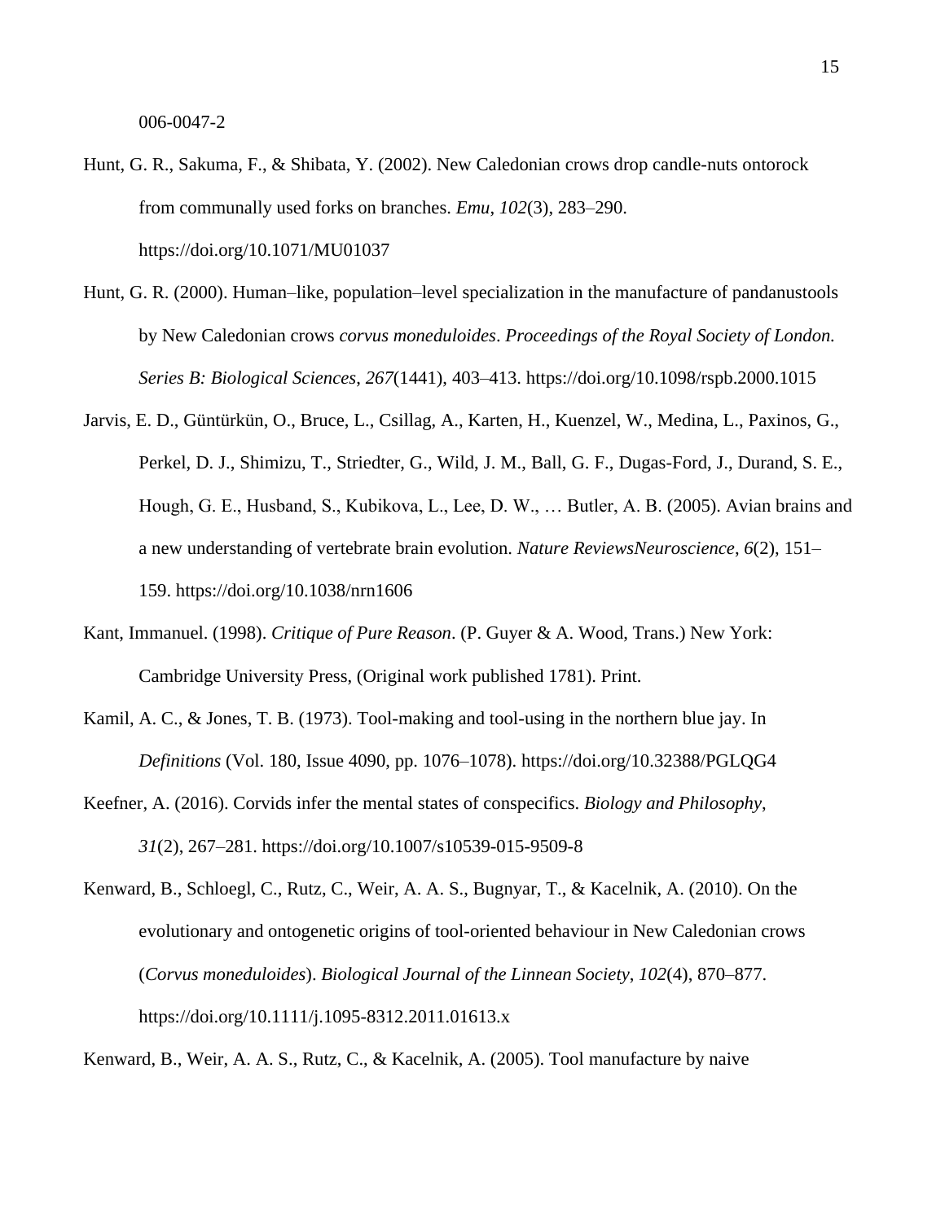006-0047-2

Hunt, G. R., Sakuma, F., & Shibata, Y. (2002). New Caledonian crows drop candle-nuts ontorock from communally used forks on branches. *Emu*, *102*(3), 283–290. https://doi.org/10.1071/MU01037

Hunt, G. R. (2000). Human–like, population–level specialization in the manufacture of pandanustools by New Caledonian crows *corvus moneduloides*. *Proceedings of the Royal Society of London. Series B: Biological Sciences*, *267*(1441), 403–413. https://doi.org/10.1098/rspb.2000.1015

Jarvis, E. D., Güntürkün, O., Bruce, L., Csillag, A., Karten, H., Kuenzel, W., Medina, L., Paxinos, G., Perkel, D. J., Shimizu, T., Striedter, G., Wild, J. M., Ball, G. F., Dugas-Ford, J., Durand, S. E., Hough, G. E., Husband, S., Kubikova, L., Lee, D. W., … Butler, A. B. (2005). Avian brains and a new understanding of vertebrate brain evolution. *Nature ReviewsNeuroscience*, *6*(2), 151–159. https://doi.org/10.1038/nrn1606

Kant, Immanuel. (1998). *Critique of Pure Reason*. (P. Guyer & A. Wood, Trans.) New York: Cambridge University Press, (Original work published 1781). Print.

Kamil, A. C., & Jones, T. B. (1973). Tool-making and tool-using in the northern blue jay. In *Definitions* (Vol. 180, Issue 4090, pp. 1076–1078). https://doi.org/10.32388/PGLQG4

Keefner, A. (2016). Corvids infer the mental states of conspecifics. *Biology and Philosophy*, *31*(2), 267–281. https://doi.org/10.1007/s10539-015-9509-8

Kenward, B., Schloegl, C., Rutz, C., Weir, A. A. S., Bugnyar, T., & Kacelnik, A. (2010). On the evolutionary and ontogenetic origins of tool-oriented behaviour in New Caledonian crows (*Corvus moneduloides*). *Biological Journal of the Linnean Society*, *102*(4), 870–877. https://doi.org/10.1111/j.1095-8312.2011.01613.x

Kenward, B., Weir, A. A. S., Rutz, C., & Kacelnik, A. (2005). Tool manufacture by naive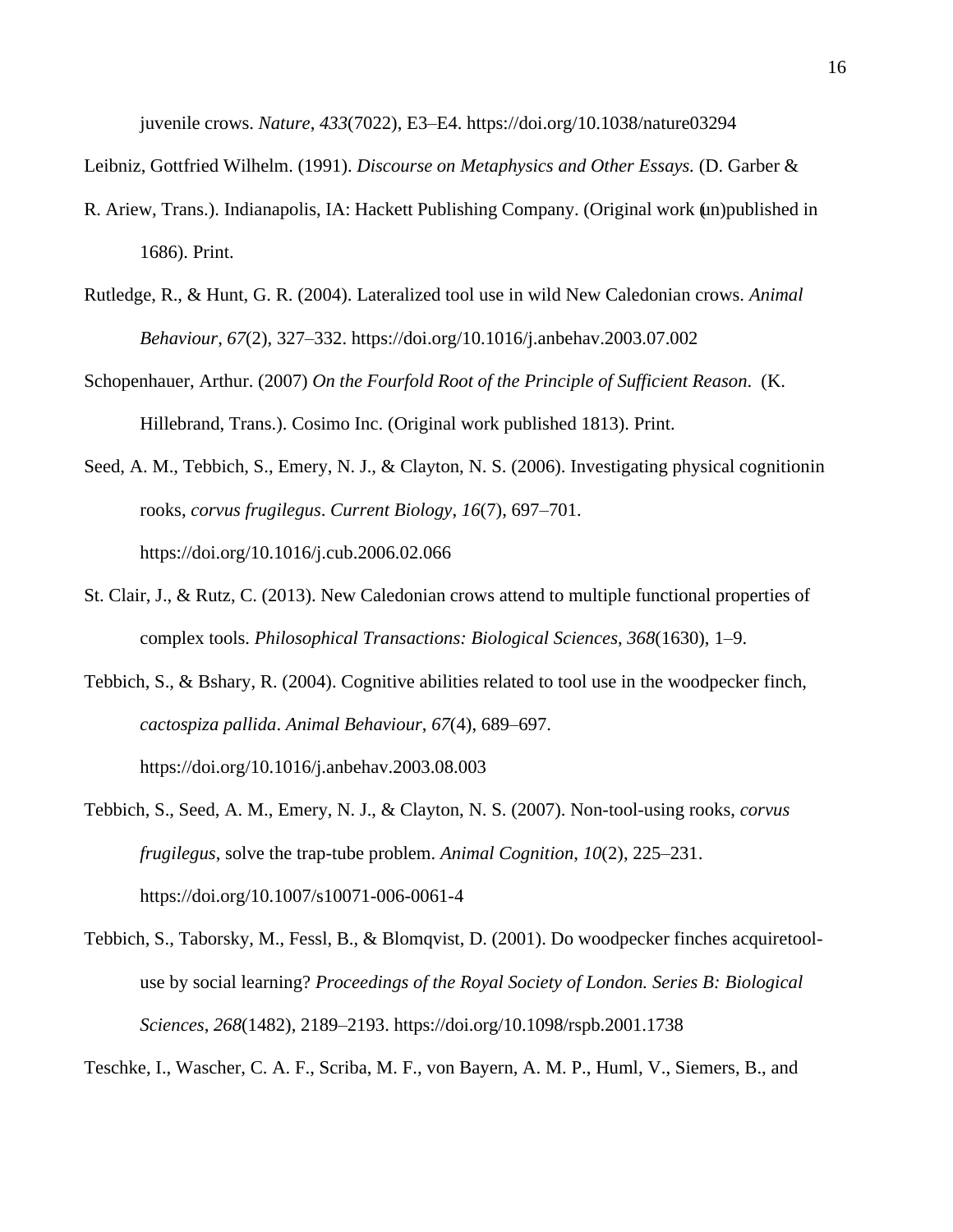juvenile crows. *Nature*, *433*(7022), E3–E4. https://doi.org/10.1038/nature03294

Leibniz, Gottfried Wilhelm. (1991). *Discourse on Metaphysics and Other Essays.* (D. Garber & R. Ariew, Trans.). Indianapolis, IA: Hackett Publishing Company. (Original work (un)published in 1686). Print.

Rutledge, R., & Hunt, G. R. (2004). Lateralized tool use in wild New Caledonian crows. *Animal Behaviour*, *67*(2), 327–332. https://doi.org/10.1016/j.anbehav.2003.07.002

Schopenhauer, Arthur. (2007) *On the Fourfold Root of the Principle of Sufficient Reason*. (K. Hillebrand, Trans.). Cosimo Inc. (Original work published 1813). Print.

Seed, A. M., Tebbich, S., Emery, N. J., & Clayton, N. S. (2006). Investigating physical cognitionin rooks, *corvus frugilegus*. *Current Biology*, *16*(7), 697–701. https://doi.org/10.1016/j.cub.2006.02.066

St. Clair, J., & Rutz, C. (2013). New Caledonian crows attend to multiple functional properties of complex tools. *Philosophical Transactions: Biological Sciences*, *368*(1630), 1–9.

Tebbich, S., & Bshary, R. (2004). Cognitive abilities related to tool use in the woodpecker finch, *cactospiza pallida*. *Animal Behaviour*, *67*(4), 689–697. https://doi.org/10.1016/j.anbehav.2003.08.003

Tebbich, S., Seed, A. M., Emery, N. J., & Clayton, N. S. (2007). Non-tool-using rooks, *corvus frugilegus*, solve the trap-tube problem. *Animal Cognition*, *10*(2), 225–231. https://doi.org/10.1007/s10071-006-0061-4

Tebbich, S., Taborsky, M., Fessl, B., & Blomqvist, D. (2001). Do woodpecker finches acquiretool-use by social learning? *Proceedings of the Royal Society of London. Series B: Biological Sciences*, *268*(1482), 2189–2193. https://doi.org/10.1098/rspb.2001.1738

Teschke, I., Wascher, C. A. F., Scriba, M. F., von Bayern, A. M. P., Huml, V., Siemers, B., and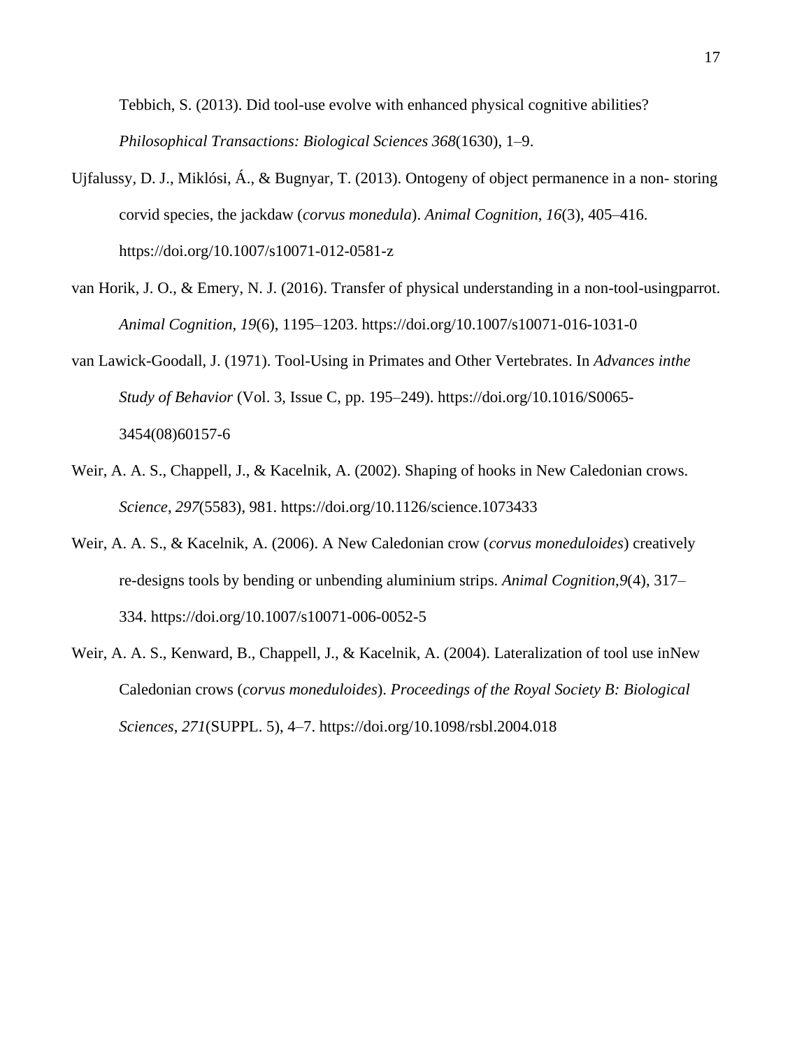Tebbich, S. (2013). Did tool-use evolve with enhanced physical cognitive abilities? *Philosophical Transactions: Biological Sciences 368*(1630), 1–9.

Ujfalussy, D. J., Miklósi, Á., & Bugnyar, T. (2013). Ontogeny of object permanence in a non- storing corvid species, the jackdaw (*corvus monedula*). *Animal Cognition*, *16*(3), 405–416. https://doi.org/10.1007/s10071-012-0581-z

van Horik, J. O., & Emery, N. J. (2016). Transfer of physical understanding in a non-tool-usingparrot. *Animal Cognition*, *19*(6), 1195–1203. https://doi.org/10.1007/s10071-016-1031-0

van Lawick-Goodall, J. (1971). Tool-Using in Primates and Other Vertebrates. In *Advances inthe Study of Behavior* (Vol. 3, Issue C, pp. 195–249). https://doi.org/10.1016/S0065-3454(08)60157-6

Weir, A. A. S., Chappell, J., & Kacelnik, A. (2002). Shaping of hooks in New Caledonian crows. *Science*, *297*(5583), 981. https://doi.org/10.1126/science.1073433

Weir, A. A. S., & Kacelnik, A. (2006). A New Caledonian crow (*corvus moneduloides*) creatively re-designs tools by bending or unbending aluminium strips. *Animal Cognition*,*9*(4), 317–334. https://doi.org/10.1007/s10071-006-0052-5

Weir, A. A. S., Kenward, B., Chappell, J., & Kacelnik, A. (2004). Lateralization of tool use inNew Caledonian crows (*corvus moneduloides*). *Proceedings of the Royal Society B: Biological Sciences*, *271*(SUPPL. 5), 4–7. https://doi.org/10.1098/rsbl.2004.018